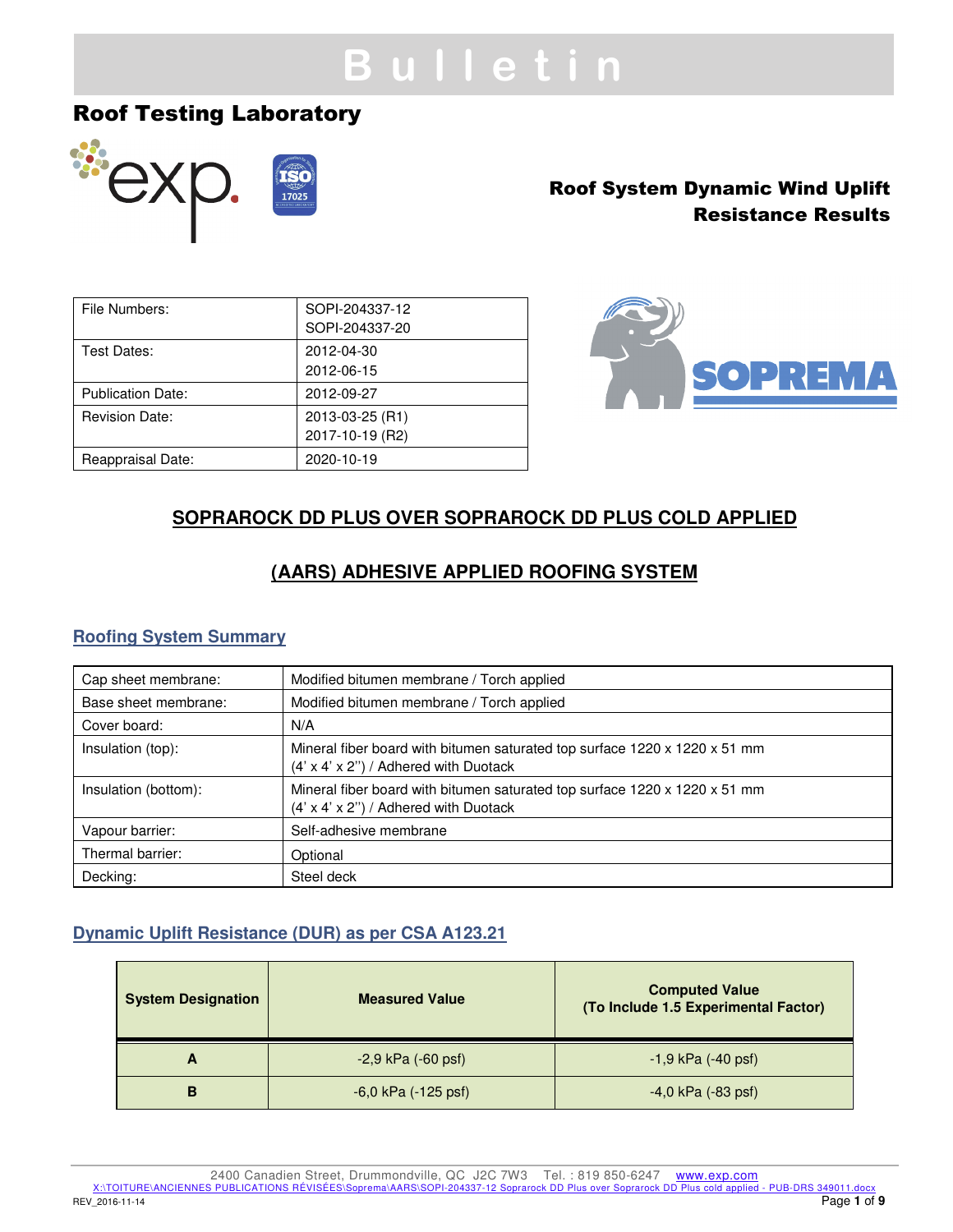# Bulletin

## Roof Testing Laboratory

**Roof System Dynamic Wind Uplift Resistance Results**

| File Numbers: | SOPI-204337-12<br>SOPI-204337-20 |
|---|---|
| Test Dates: | 2012-04-30<br>2012-06-15 |
| Publication Date: | 2012-09-27 |
| Revision Date: | 2013-03-25 (R1)<br>2017-10-19 (R2) |
| Reappraisal Date: | 2020-10-19 |

## SOPRAROCK DD PLUS OVER SOPRAROCK DD PLUS COLD APPLIED

## (AARS) ADHESIVE APPLIED ROOFING SYSTEM

### Roofing System Summary

| Component | Description |
|---|---|
| Cap sheet membrane: | Modified bitumen membrane / Torch applied |
| Base sheet membrane: | Modified bitumen membrane / Torch applied |
| Cover board: | N/A |
| Insulation (top): | Mineral fiber board with bitumen saturated top surface 1220 x 1220 x 51 mm (4' x 4' x 2'') / Adhered with Duotack |
| Insulation (bottom): | Mineral fiber board with bitumen saturated top surface 1220 x 1220 x 51 mm (4' x 4' x 2'') / Adhered with Duotack |
| Vapour barrier: | Self-adhesive membrane |
| Thermal barrier: | Optional |
| Decking: | Steel deck |

### Dynamic Uplift Resistance (DUR) as per CSA A123.21

| System Designation | Measured Value | Computed Value (To Include 1.5 Experimental Factor) |
|---|---|---|
| A | -2,9 kPa (-60 psf) | -1,9 kPa (-40 psf) |
| B | -6,0 kPa (-125 psf) | -4,0 kPa (-83 psf) |

2400 Canadien Street, Drummondville, QC J2C 7W3 Tel. : 819 850-6247 www.exp.com

X:\TOITURE\ANCIENNES PUBLICATIONS RÉVISÉES\Soprema\AARS\SOPI-204337-12 Soprarock DD Plus over Soprarock DD Plus cold applied - PUB-DRS 349011.docx

REV_2016-11-14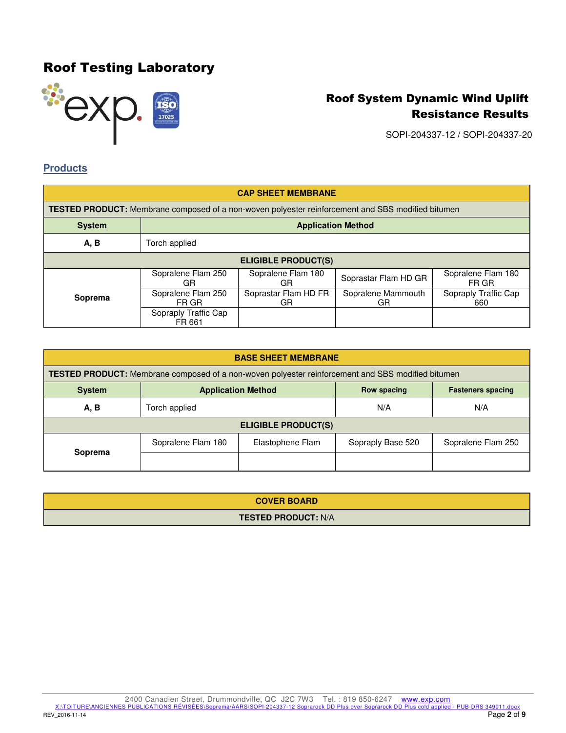## Products

| CAP SHEET MEMBRANE | | | | |
|---|---|---|---|---|
| **TESTED PRODUCT:** Membrane composed of a non-woven polyester reinforcement and SBS modified bitumen | | | | |
| **System** | **Application Method** | | | |
| **A, B** | Torch applied | | | |
| **ELIGIBLE PRODUCT(S)** | | | | |
| **Soprema** | Sopralene Flam 250 GR | Sopralene Flam 180 GR | Soprastar Flam HD GR | Sopralene Flam 180 FR GR |
| | Sopralene Flam 250 FR GR | Soprastar Flam HD FR GR | Sopralene Mammouth GR | Sopraply Traffic Cap 660 |
| | Sopraply Traffic Cap FR 661 | | | |

| BASE SHEET MEMBRANE | | | | |
|---|---|---|---|---|
| **TESTED PRODUCT:** Membrane composed of a non-woven polyester reinforcement and SBS modified bitumen | | | | |
| **System** | **Application Method** | | **Row spacing** | **Fasteners spacing** |
| **A, B** | Torch applied | | N/A | N/A |
| **ELIGIBLE PRODUCT(S)** | | | | |
| **Soprema** | Sopralene Flam 180 | Elastophene Flam | Sopraply Base 520 | Sopralene Flam 250 |
| | | | | |

| COVER BOARD |
|---|
| **TESTED PRODUCT:** N/A |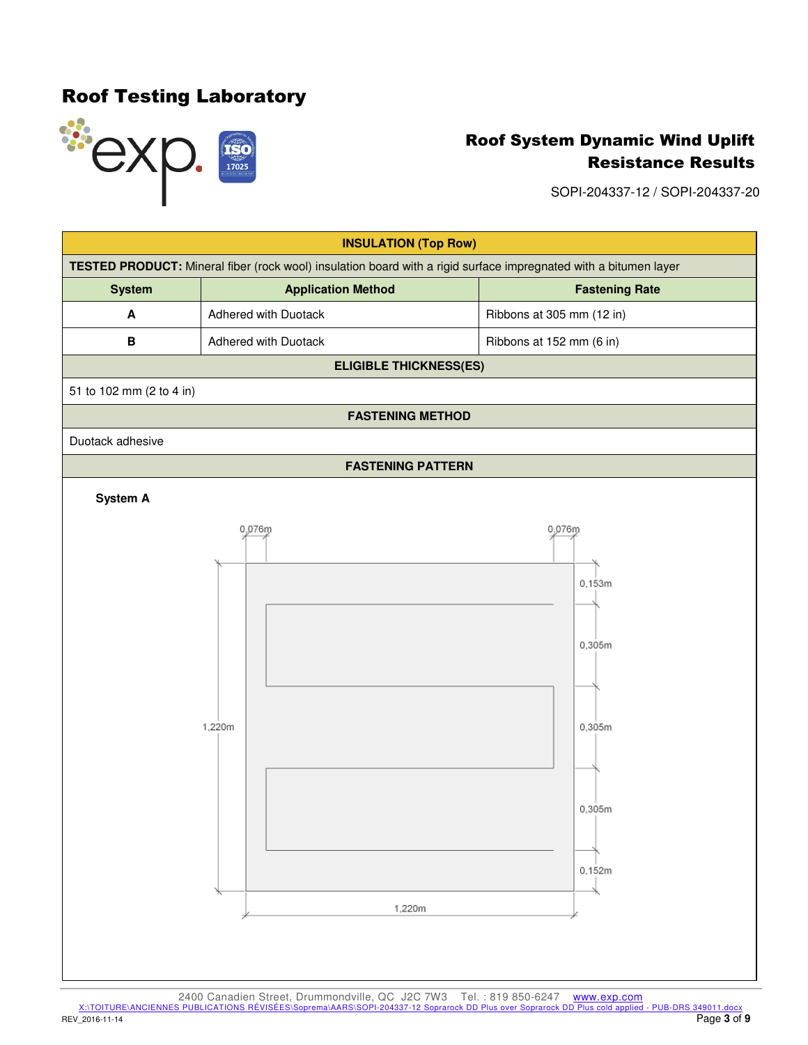## Roof Testing Laboratory

## Roof System Dynamic Wind Uplift Resistance Results

SOPI-204337-12 / SOPI-204337-20

| INSULATION (Top Row) | | |
|---|---|---|
| **TESTED PRODUCT:** Mineral fiber (rock wool) insulation board with a rigid surface impregnated with a bitumen layer | | |
| **System** | **Application Method** | **Fastening Rate** |
| A | Adhered with Duotack | Ribbons at 305 mm (12 in) |
| B | Adhered with Duotack | Ribbons at 152 mm (6 in) |
| **ELIGIBLE THICKNESS(ES)** | | |
| 51 to 102 mm (2 to 4 in) | | |
| **FASTENING METHOD** | | |
| Duotack adhesive | | |
| **FASTENING PATTERN** | | |

**System A**

0,076m 0,076m

0,153m

0,305m

1,220m 0,305m

0,305m

0,152m

1,220m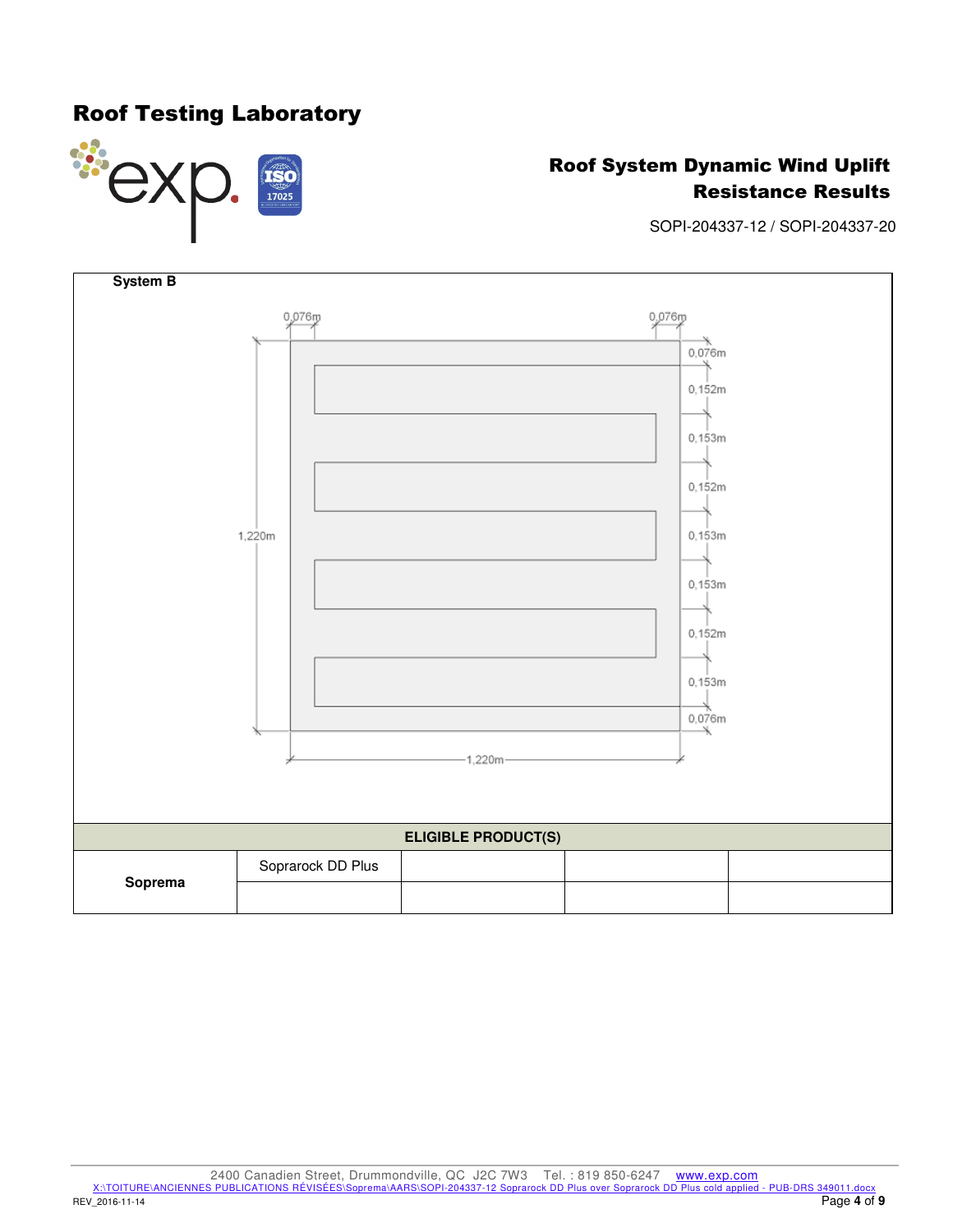**System B**

0,076m 0,076m

0,076m
0,152m
0,153m
0,152m
0,153m
0,153m
0,152m
0,153m
0,076m

1,220m

1,220m

| ELIGIBLE PRODUCT(S) | | | | |
|---|---|---|---|---|
| **Soprema** | Soprarock DD Plus | | | |
| | | | | |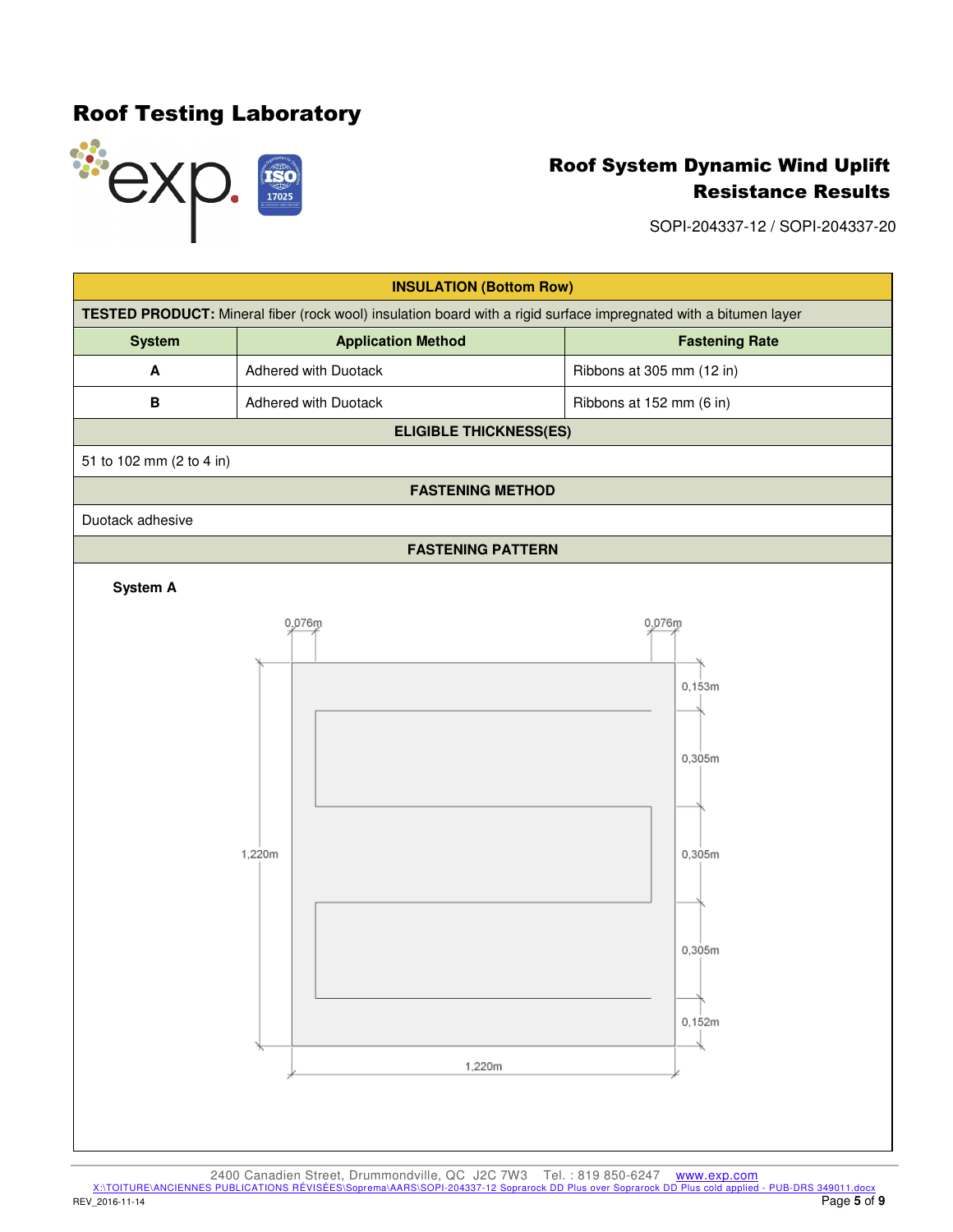# Roof Testing Laboratory

## Roof System Dynamic Wind Uplift Resistance Results

SOPI-204337-12 / SOPI-204337-20

| INSULATION (Bottom Row) | | |
|---|---|---|
| **TESTED PRODUCT:** Mineral fiber (rock wool) insulation board with a rigid surface impregnated with a bitumen layer | | |
| **System** | **Application Method** | **Fastening Rate** |
| A | Adhered with Duotack | Ribbons at 305 mm (12 in) |
| B | Adhered with Duotack | Ribbons at 152 mm (6 in) |

**ELIGIBLE THICKNESS(ES)**

51 to 102 mm (2 to 4 in)

**FASTENING METHOD**

Duotack adhesive

**FASTENING PATTERN**

**System A**

0,076m 0,076m

0,153m

0,305m

1,220m 0,305m

0,305m

0,152m

1,220m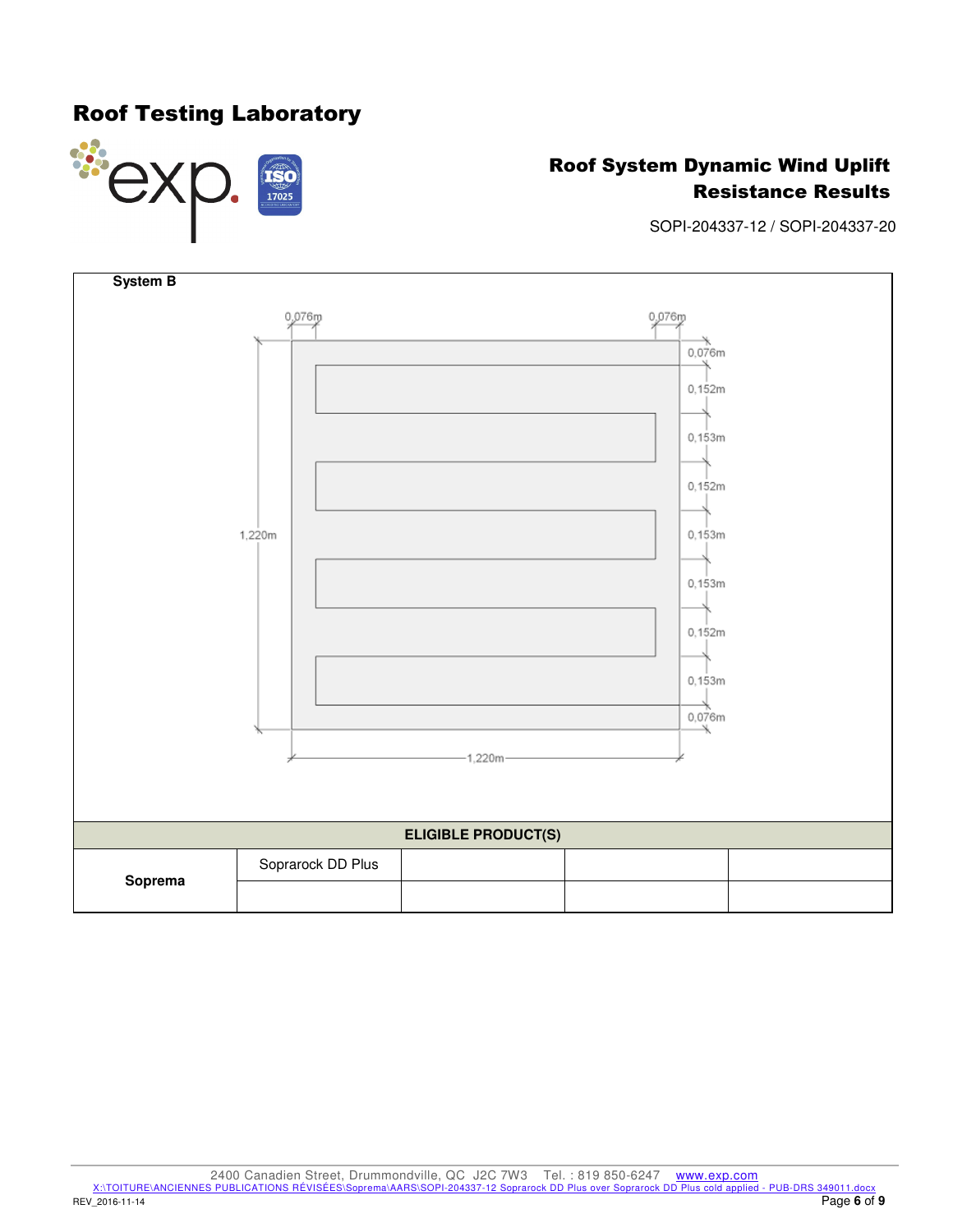# Roof Testing Laboratory

## Roof System Dynamic Wind Uplift Resistance Results

SOPI-204337-12 / SOPI-204337-20

**System B**

0,076m 0,076m

0,076m
0,152m
0,153m
0,152m
0,153m
0,153m
0,152m
0,153m
0,076m

1,220m

1,220m

| ELIGIBLE PRODUCT(S) | | | | |
|---|---|---|---|---|
| **Soprema** | Soprarock DD Plus | | | |
| | | | | |

2400 Canadien Street, Drummondville, QC J2C 7W3 Tel. : 819 850-6247 www.exp.com

X:\TOITURE\ANCIENNES PUBLICATIONS RÉVISÉES\Soprema\AARS\SOPI-204337-12 Soprarock DD Plus over Soprarock DD Plus cold applied - PUB-DRS 349011.docx

REV_2016-11-14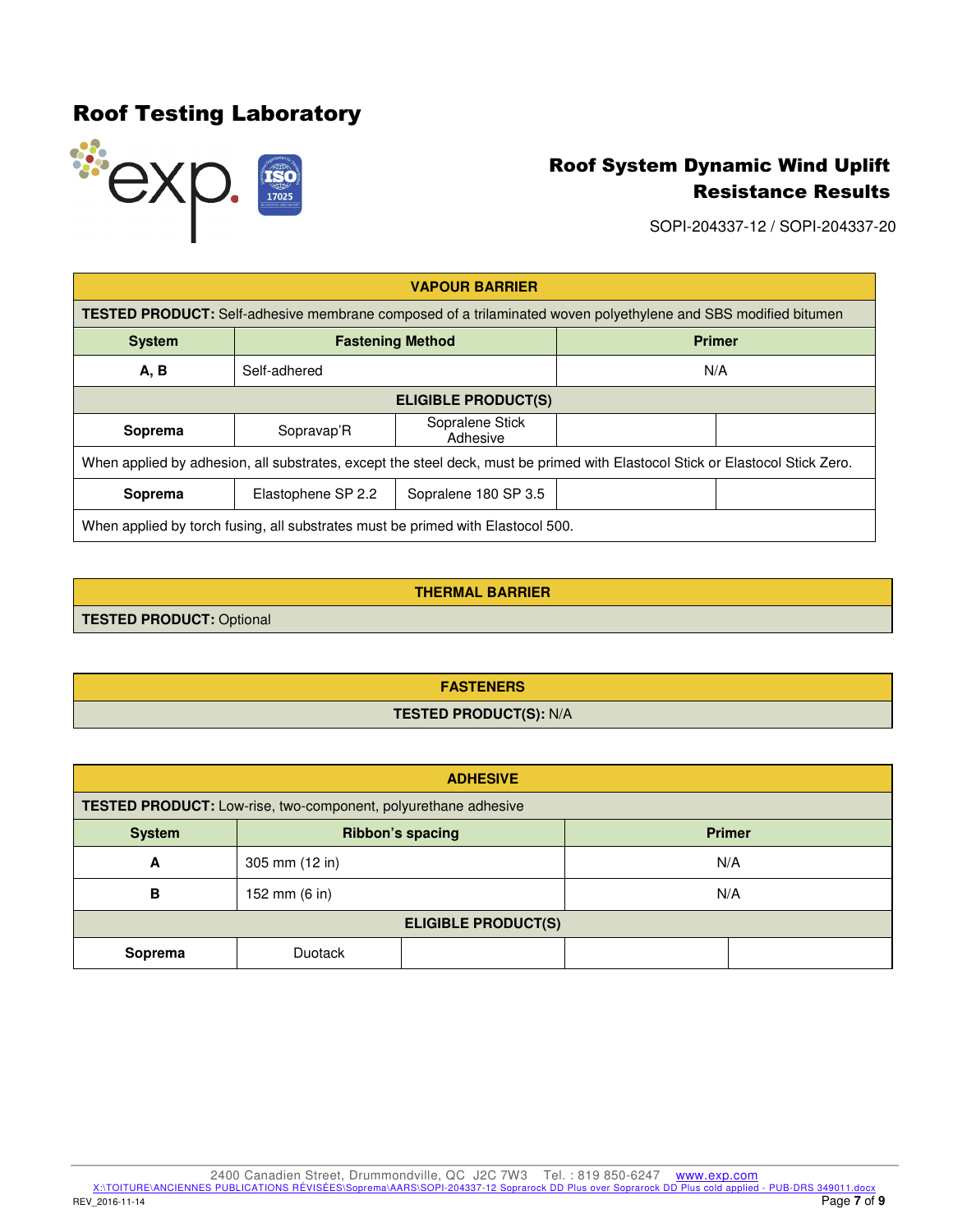# Roof Testing Laboratory

## Roof System Dynamic Wind Uplift Resistance Results

SOPI-204337-12 / SOPI-204337-20

| VAPOUR BARRIER | | | | |
|---|---|---|---|---|
| **TESTED PRODUCT:** Self-adhesive membrane composed of a trilaminated woven polyethylene and SBS modified bitumen | | | | |
| **System** | **Fastening Method** | | **Primer** | |
| **A, B** | Self-adhered | | N/A | |
| **ELIGIBLE PRODUCT(S)** | | | | |
| **Soprema** | Sopravap'R | Sopralene Stick Adhesive | | |
| When applied by adhesion, all substrates, except the steel deck, must be primed with Elastocol Stick or Elastocol Stick Zero. | | | | |
| **Soprema** | Elastophene SP 2.2 | Sopralene 180 SP 3.5 | | |
| When applied by torch fusing, all substrates must be primed with Elastocol 500. | | | | |

| THERMAL BARRIER |
|---|
| **TESTED PRODUCT:** Optional |

| FASTENERS |
|---|
| **TESTED PRODUCT(S):** N/A |

| ADHESIVE | | | | |
|---|---|---|---|---|
| **TESTED PRODUCT:** Low-rise, two-component, polyurethane adhesive | | | | |
| **System** | **Ribbon's spacing** | | **Primer** | |
| **A** | 305 mm (12 in) | | N/A | |
| **B** | 152 mm (6 in) | | N/A | |
| **ELIGIBLE PRODUCT(S)** | | | | |
| **Soprema** | Duotack | | | |

2400 Canadien Street, Drummondville, QC J2C 7W3 Tel. : 819 850-6247 www.exp.com

X:\TOITURE\ANCIENNES PUBLICATIONS RÉVISÉES\Soprema\AARS\SOPI-204337-12 Soprarock DD Plus over Soprarock DD Plus cold applied - PUB-DRS 349011.docx

REV_2016-11-14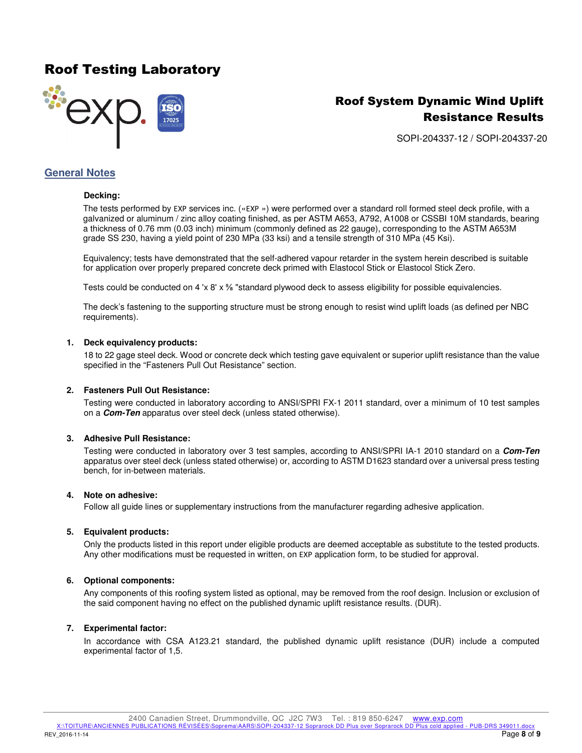## General Notes

**Decking:**

The tests performed by EXP services inc. («EXP ») were performed over a standard roll formed steel deck profile, with a galvanized or aluminum / zinc alloy coating finished, as per ASTM A653, A792, A1008 or CSSBI 10M standards, bearing a thickness of 0.76 mm (0.03 inch) minimum (commonly defined as 22 gauge), corresponding to the ASTM A653M grade SS 230, having a yield point of 230 MPa (33 ksi) and a tensile strength of 310 MPa (45 Ksi).

Equivalency; tests have demonstrated that the self-adhered vapour retarder in the system herein described is suitable for application over properly prepared concrete deck primed with Elastocol Stick or Elastocol Stick Zero.

Tests could be conducted on 4 'x 8' x ⅝ "standard plywood deck to assess eligibility for possible equivalencies.

The deck's fastening to the supporting structure must be strong enough to resist wind uplift loads (as defined per NBC requirements).

1. **Deck equivalency products:**

   18 to 22 gage steel deck. Wood or concrete deck which testing gave equivalent or superior uplift resistance than the value specified in the "Fasteners Pull Out Resistance" section.

2. **Fasteners Pull Out Resistance:**

   Testing were conducted in laboratory according to ANSI/SPRI FX-1 2011 standard, over a minimum of 10 test samples on a ***Com-Ten*** apparatus over steel deck (unless stated otherwise).

3. **Adhesive Pull Resistance:**

   Testing were conducted in laboratory over 3 test samples, according to ANSI/SPRI IA-1 2010 standard on a ***Com-Ten*** apparatus over steel deck (unless stated otherwise) or, according to ASTM D1623 standard over a universal press testing bench, for in-between materials.

4. **Note on adhesive:**

   Follow all guide lines or supplementary instructions from the manufacturer regarding adhesive application.

5. **Equivalent products:**

   Only the products listed in this report under eligible products are deemed acceptable as substitute to the tested products. Any other modifications must be requested in written, on EXP application form, to be studied for approval.

6. **Optional components:**

   Any components of this roofing system listed as optional, may be removed from the roof design. Inclusion or exclusion of the said component having no effect on the published dynamic uplift resistance results. (DUR).

7. **Experimental factor:**

   In accordance with CSA A123.21 standard, the published dynamic uplift resistance (DUR) include a computed experimental factor of 1,5.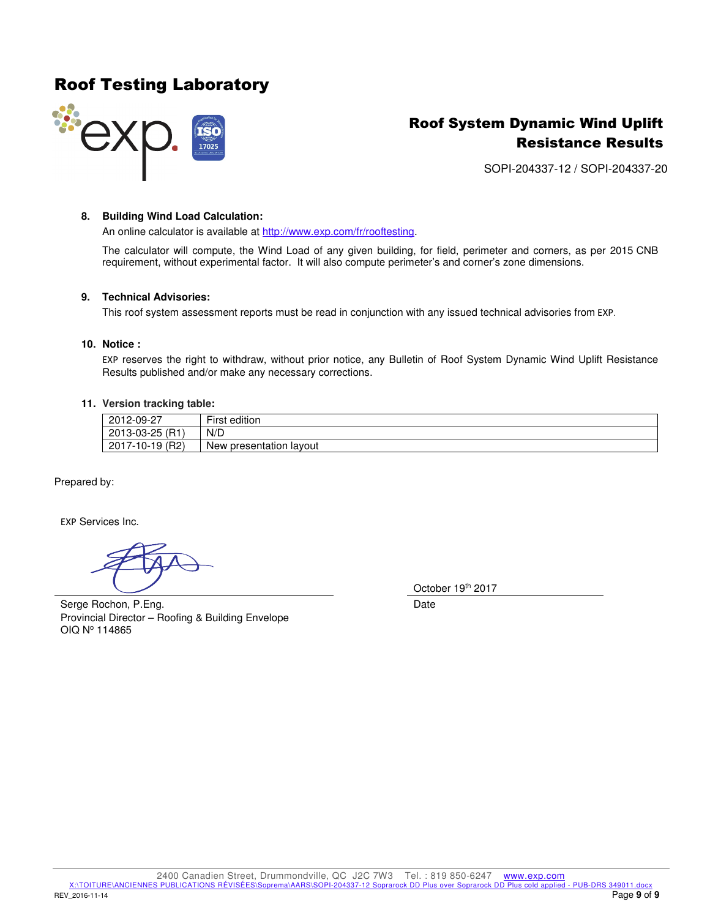# Roof Testing Laboratory

## Roof System Dynamic Wind Uplift Resistance Results

SOPI-204337-12 / SOPI-204337-20

**8. Building Wind Load Calculation:**

An online calculator is available at http://www.exp.com/fr/rooftesting.

The calculator will compute, the Wind Load of any given building, for field, perimeter and corners, as per 2015 CNB requirement, without experimental factor. It will also compute perimeter's and corner's zone dimensions.

**9. Technical Advisories:**

This roof system assessment reports must be read in conjunction with any issued technical advisories from EXP.

**10. Notice :**

EXP reserves the right to withdraw, without prior notice, any Bulletin of Roof System Dynamic Wind Uplift Resistance Results published and/or make any necessary corrections.

**11. Version tracking table:**

| | |
|---|---|
| 2012-09-27 | First edition |
| 2013-03-25 (R1) | N/D |
| 2017-10-19 (R2) | New presentation layout |

Prepared by:

EXP Services Inc.

Serge Rochon, P.Eng.
Provincial Director – Roofing & Building Envelope
OIQ Nº 114865

October 19th 2017
Date

2400 Canadien Street, Drummondville, QC J2C 7W3 Tel. : 819 850-6247 www.exp.com
X:\TOITURE\ANCIENNES PUBLICATIONS RÉVISÉES\Soprema\AARS\SOPI-204337-12 Soprarock DD Plus over Soprarock DD Plus cold applied - PUB-DRS 349011.docx
REV_2016-11-14